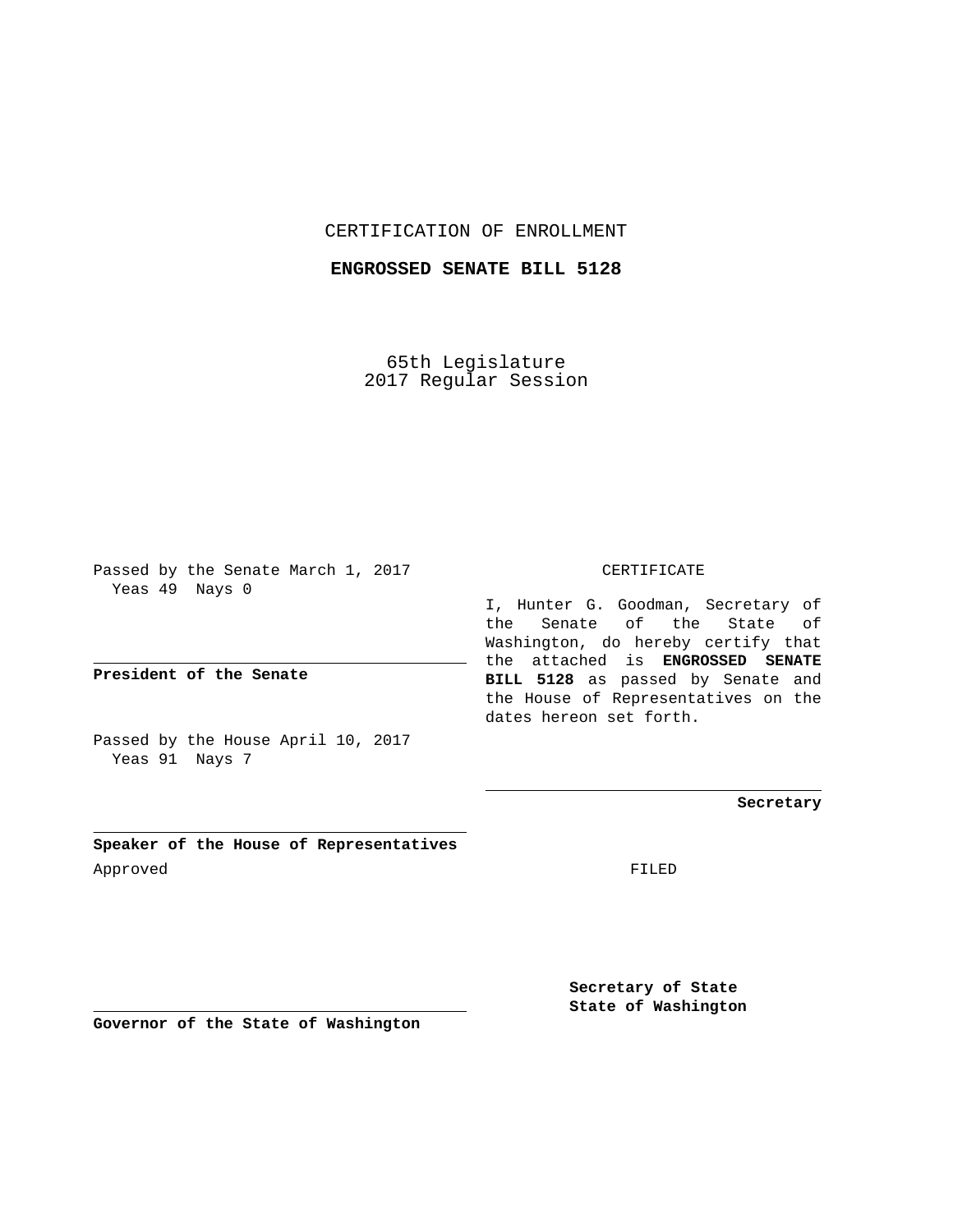CERTIFICATION OF ENROLLMENT

**ENGROSSED SENATE BILL 5128**

65th Legislature
2017 Regular Session

Passed by the Senate March 1, 2017
Yeas 49 Nays 0

**President of the Senate**

Passed by the House April 10, 2017
Yeas 91 Nays 7

**Speaker of the House of Representatives**

Approved

**Governor of the State of Washington**

CERTIFICATE

I, Hunter G. Goodman, Secretary of the Senate of the State of Washington, do hereby certify that the attached is **ENGROSSED SENATE BILL 5128** as passed by Senate and the House of Representatives on the dates hereon set forth.

**Secretary**

FILED

**Secretary of State**
**State of Washington**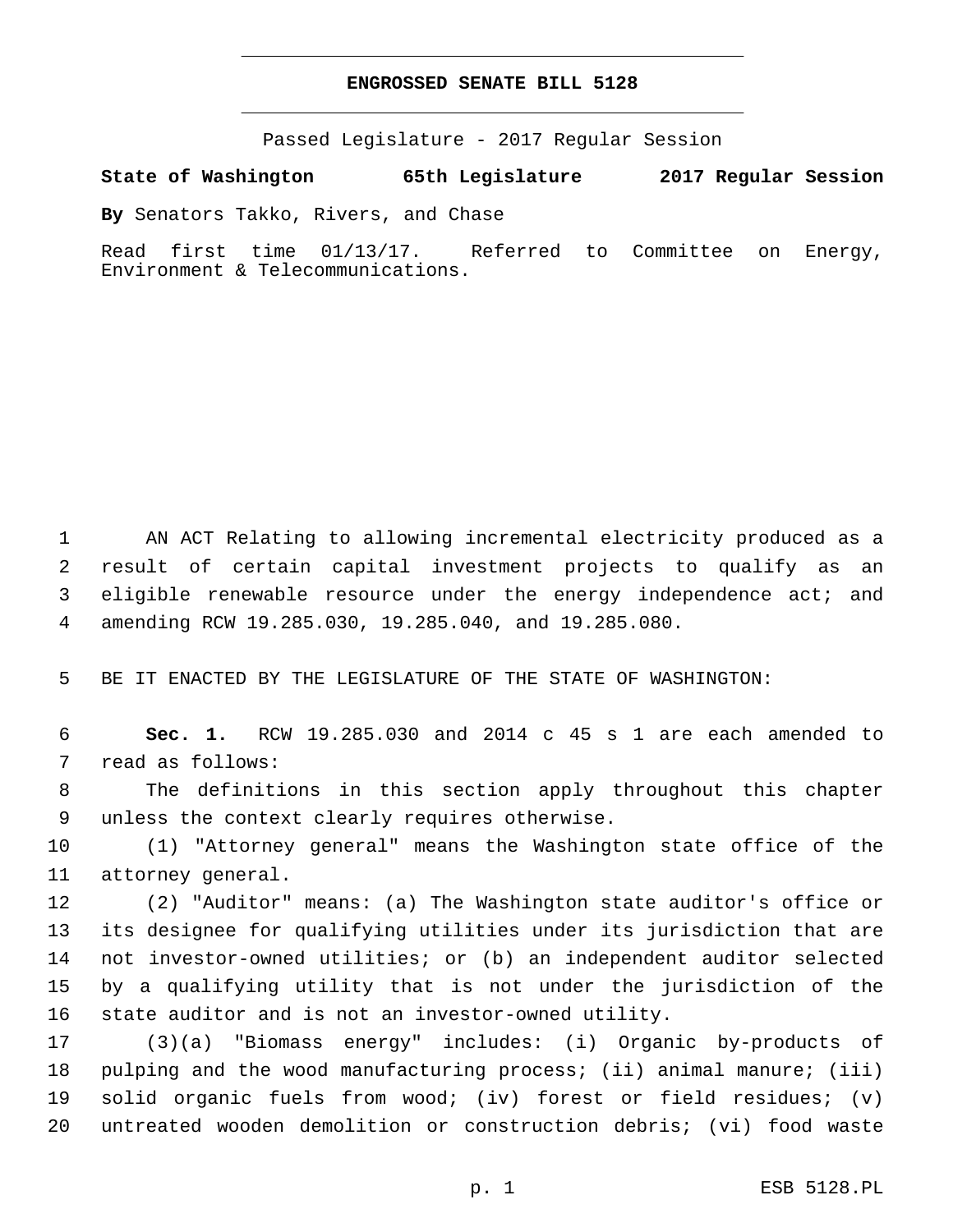**ENGROSSED SENATE BILL 5128**

Passed Legislature - 2017 Regular Session

**State of Washington 65th Legislature 2017 Regular Session**

**By** Senators Takko, Rivers, and Chase

Read first time 01/13/17. Referred to Committee on Energy, Environment & Telecommunications.

AN ACT Relating to allowing incremental electricity produced as a result of certain capital investment projects to qualify as an eligible renewable resource under the energy independence act; and amending RCW 19.285.030, 19.285.040, and 19.285.080.

BE IT ENACTED BY THE LEGISLATURE OF THE STATE OF WASHINGTON:

**Sec. 1.** RCW 19.285.030 and 2014 c 45 s 1 are each amended to read as follows:

The definitions in this section apply throughout this chapter unless the context clearly requires otherwise.

(1) "Attorney general" means the Washington state office of the attorney general.

(2) "Auditor" means: (a) The Washington state auditor's office or its designee for qualifying utilities under its jurisdiction that are not investor-owned utilities; or (b) an independent auditor selected by a qualifying utility that is not under the jurisdiction of the state auditor and is not an investor-owned utility.

(3)(a) "Biomass energy" includes: (i) Organic by-products of pulping and the wood manufacturing process; (ii) animal manure; (iii) solid organic fuels from wood; (iv) forest or field residues; (v) untreated wooden demolition or construction debris; (vi) food waste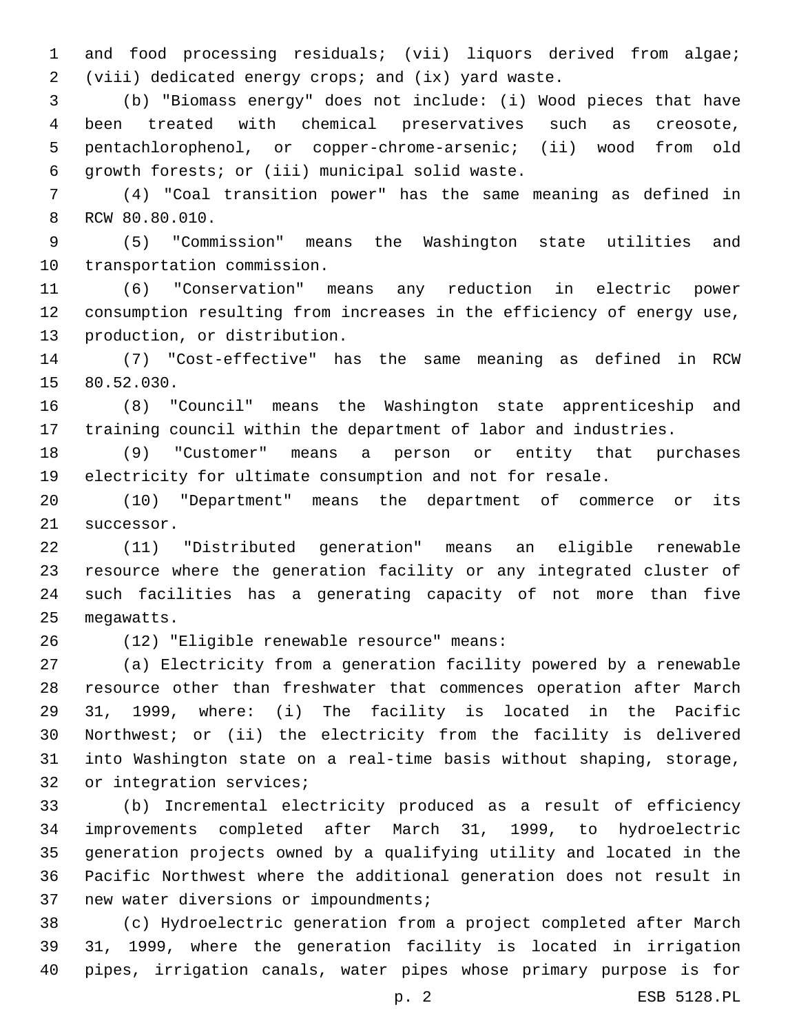and food processing residuals; (vii) liquors derived from algae; (viii) dedicated energy crops; and (ix) yard waste.

(b) "Biomass energy" does not include: (i) Wood pieces that have been treated with chemical preservatives such as creosote, pentachlorophenol, or copper-chrome-arsenic; (ii) wood from old growth forests; or (iii) municipal solid waste.

(4) "Coal transition power" has the same meaning as defined in RCW 80.80.010.

(5) "Commission" means the Washington state utilities and transportation commission.

(6) "Conservation" means any reduction in electric power consumption resulting from increases in the efficiency of energy use, production, or distribution.

(7) "Cost-effective" has the same meaning as defined in RCW 80.52.030.

(8) "Council" means the Washington state apprenticeship and training council within the department of labor and industries.

(9) "Customer" means a person or entity that purchases electricity for ultimate consumption and not for resale.

(10) "Department" means the department of commerce or its successor.

(11) "Distributed generation" means an eligible renewable resource where the generation facility or any integrated cluster of such facilities has a generating capacity of not more than five megawatts.

(12) "Eligible renewable resource" means:

(a) Electricity from a generation facility powered by a renewable resource other than freshwater that commences operation after March 31, 1999, where: (i) The facility is located in the Pacific Northwest; or (ii) the electricity from the facility is delivered into Washington state on a real-time basis without shaping, storage, or integration services;

(b) Incremental electricity produced as a result of efficiency improvements completed after March 31, 1999, to hydroelectric generation projects owned by a qualifying utility and located in the Pacific Northwest where the additional generation does not result in new water diversions or impoundments;

(c) Hydroelectric generation from a project completed after March 31, 1999, where the generation facility is located in irrigation pipes, irrigation canals, water pipes whose primary purpose is for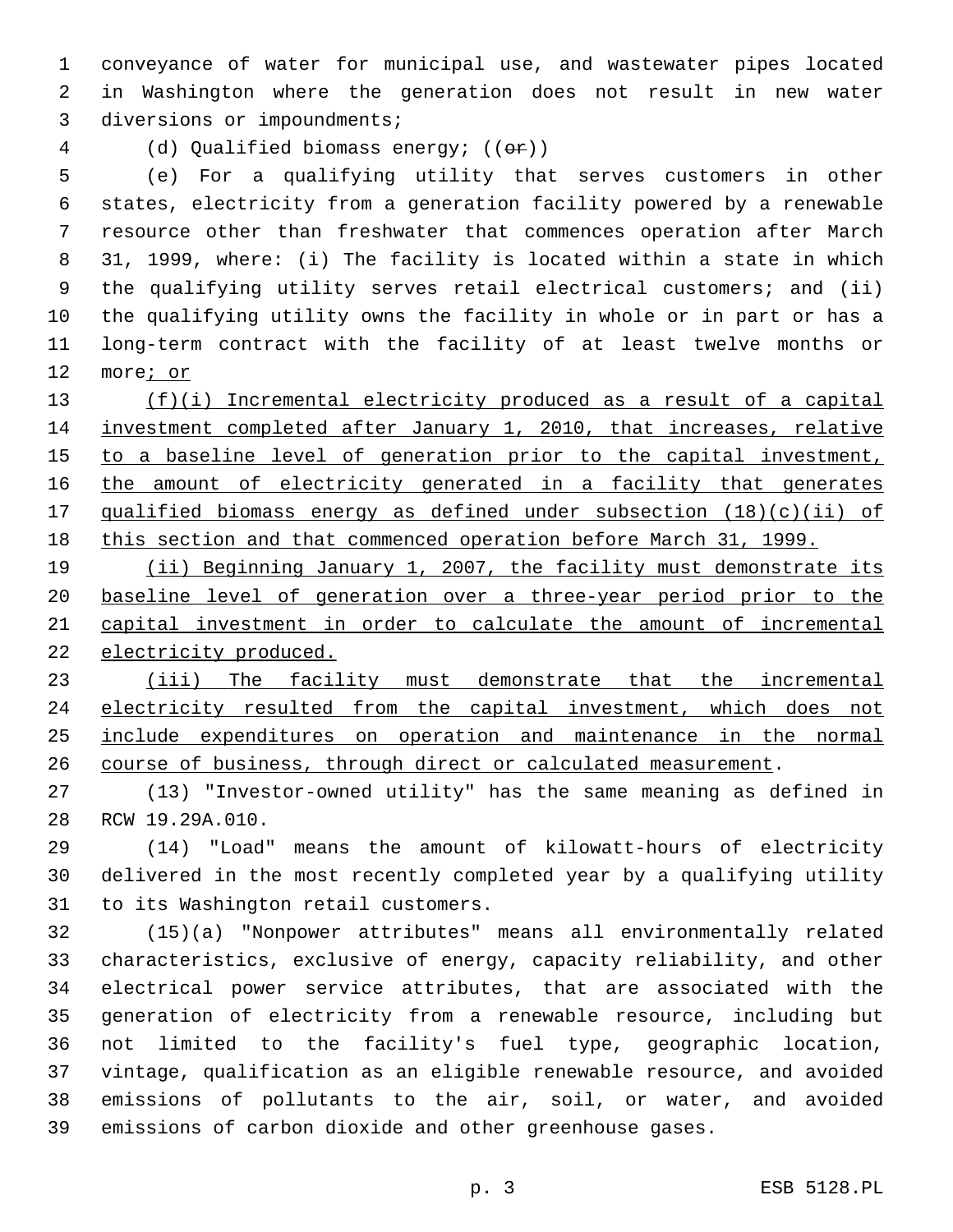conveyance of water for municipal use, and wastewater pipes located in Washington where the generation does not result in new water diversions or impoundments;

(d) Qualified biomass energy; ((~~or~~))

(e) For a qualifying utility that serves customers in other states, electricity from a generation facility powered by a renewable resource other than freshwater that commences operation after March 31, 1999, where: (i) The facility is located within a state in which the qualifying utility serves retail electrical customers; and (ii) the qualifying utility owns the facility in whole or in part or has a long-term contract with the facility of at least twelve months or more<u>; or</u>

<u>(f)(i) Incremental electricity produced as a result of a capital investment completed after January 1, 2010, that increases, relative to a baseline level of generation prior to the capital investment, the amount of electricity generated in a facility that generates qualified biomass energy as defined under subsection (18)(c)(ii) of this section and that commenced operation before March 31, 1999.</u>

<u>(ii) Beginning January 1, 2007, the facility must demonstrate its baseline level of generation over a three-year period prior to the capital investment in order to calculate the amount of incremental electricity produced.</u>

<u>(iii) The facility must demonstrate that the incremental electricity resulted from the capital investment, which does not include expenditures on operation and maintenance in the normal course of business, through direct or calculated measurement</u>.

(13) "Investor-owned utility" has the same meaning as defined in RCW 19.29A.010.

(14) "Load" means the amount of kilowatt-hours of electricity delivered in the most recently completed year by a qualifying utility to its Washington retail customers.

(15)(a) "Nonpower attributes" means all environmentally related characteristics, exclusive of energy, capacity reliability, and other electrical power service attributes, that are associated with the generation of electricity from a renewable resource, including but not limited to the facility's fuel type, geographic location, vintage, qualification as an eligible renewable resource, and avoided emissions of pollutants to the air, soil, or water, and avoided emissions of carbon dioxide and other greenhouse gases.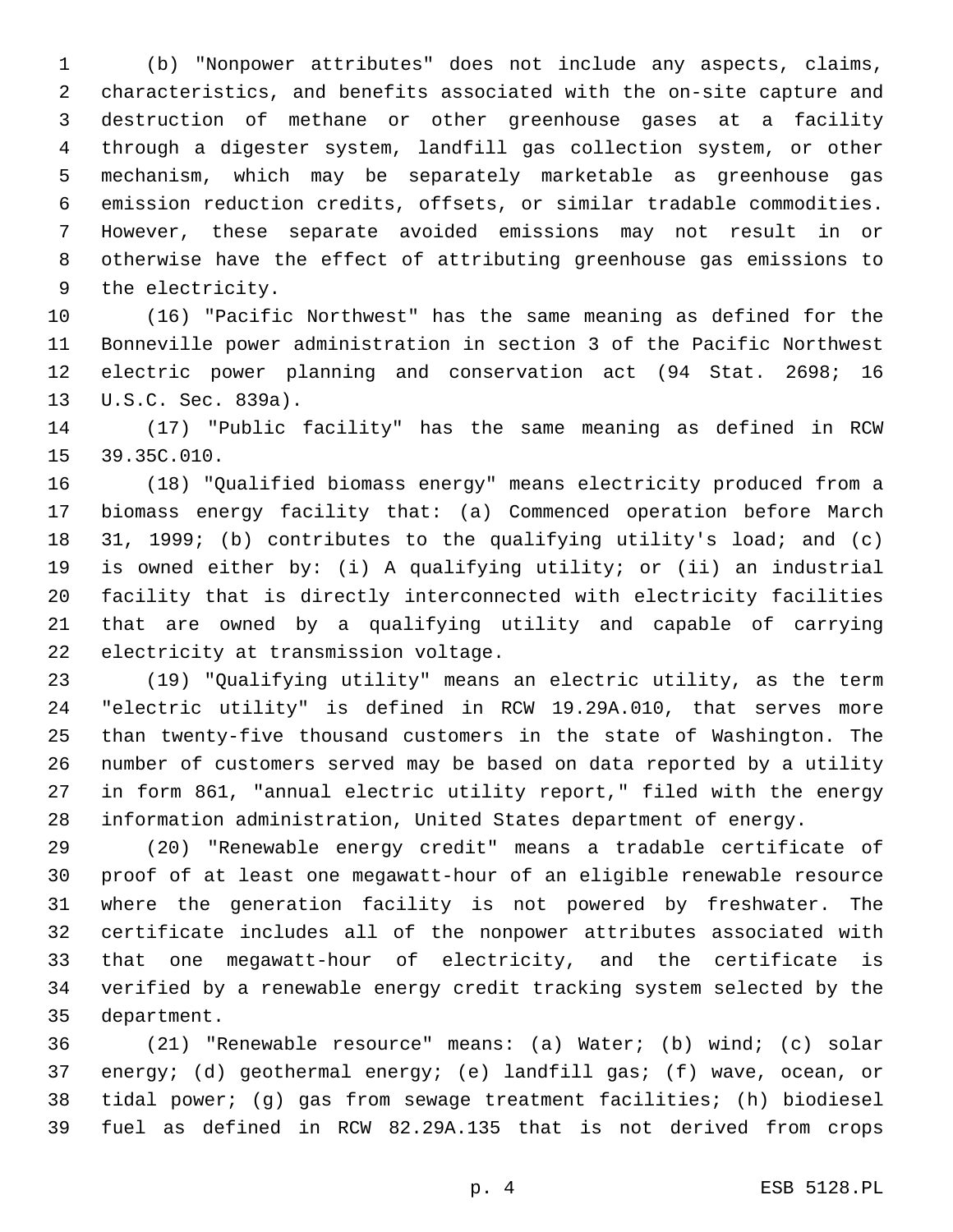(b) "Nonpower attributes" does not include any aspects, claims, characteristics, and benefits associated with the on-site capture and destruction of methane or other greenhouse gases at a facility through a digester system, landfill gas collection system, or other mechanism, which may be separately marketable as greenhouse gas emission reduction credits, offsets, or similar tradable commodities. However, these separate avoided emissions may not result in or otherwise have the effect of attributing greenhouse gas emissions to the electricity.

(16) "Pacific Northwest" has the same meaning as defined for the Bonneville power administration in section 3 of the Pacific Northwest electric power planning and conservation act (94 Stat. 2698; 16 U.S.C. Sec. 839a).

(17) "Public facility" has the same meaning as defined in RCW 39.35C.010.

(18) "Qualified biomass energy" means electricity produced from a biomass energy facility that: (a) Commenced operation before March 31, 1999; (b) contributes to the qualifying utility's load; and (c) is owned either by: (i) A qualifying utility; or (ii) an industrial facility that is directly interconnected with electricity facilities that are owned by a qualifying utility and capable of carrying electricity at transmission voltage.

(19) "Qualifying utility" means an electric utility, as the term "electric utility" is defined in RCW 19.29A.010, that serves more than twenty-five thousand customers in the state of Washington. The number of customers served may be based on data reported by a utility in form 861, "annual electric utility report," filed with the energy information administration, United States department of energy.

(20) "Renewable energy credit" means a tradable certificate of proof of at least one megawatt-hour of an eligible renewable resource where the generation facility is not powered by freshwater. The certificate includes all of the nonpower attributes associated with that one megawatt-hour of electricity, and the certificate is verified by a renewable energy credit tracking system selected by the department.

(21) "Renewable resource" means: (a) Water; (b) wind; (c) solar energy; (d) geothermal energy; (e) landfill gas; (f) wave, ocean, or tidal power; (g) gas from sewage treatment facilities; (h) biodiesel fuel as defined in RCW 82.29A.135 that is not derived from crops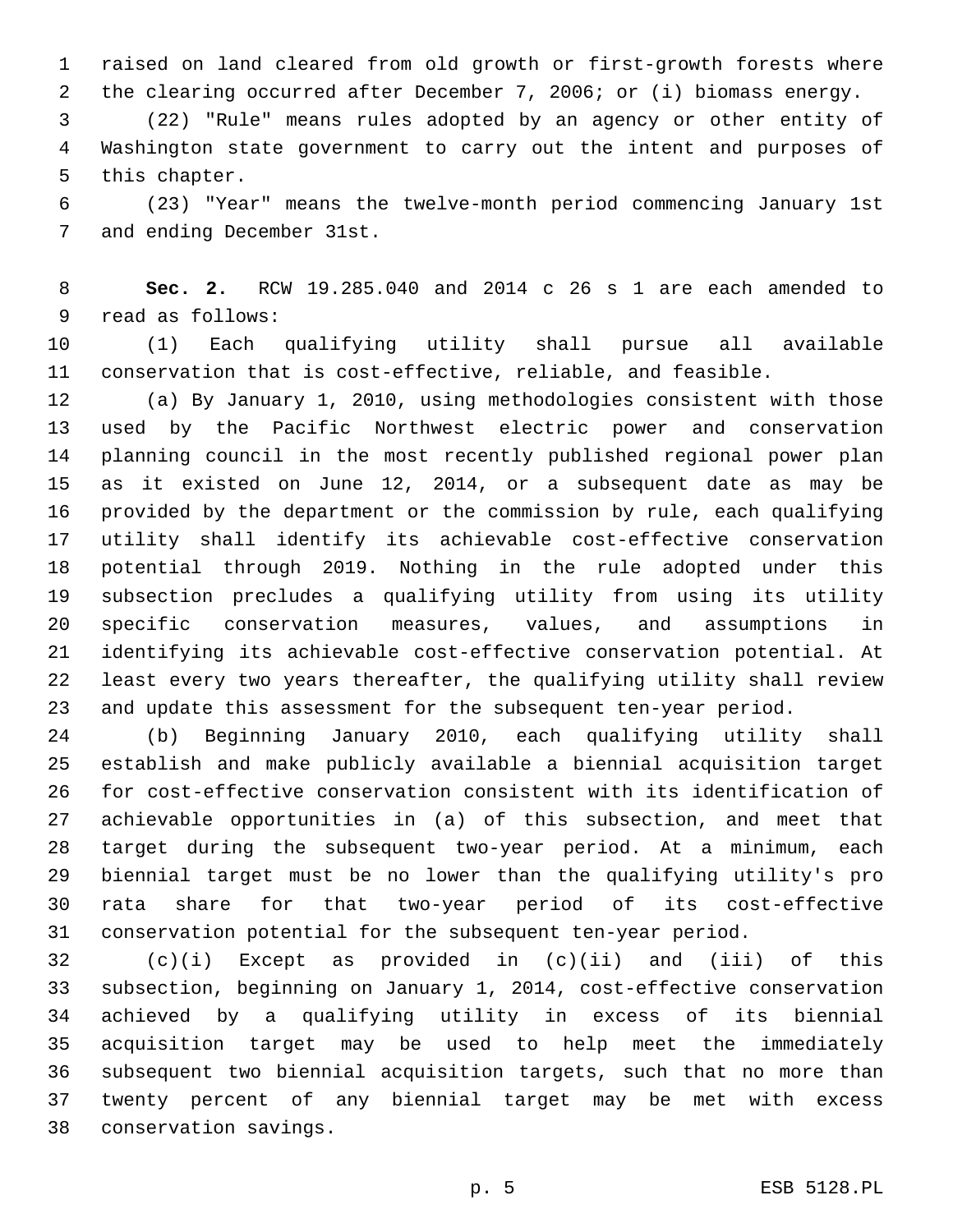raised on land cleared from old growth or first-growth forests where the clearing occurred after December 7, 2006; or (i) biomass energy.

(22) "Rule" means rules adopted by an agency or other entity of Washington state government to carry out the intent and purposes of this chapter.

(23) "Year" means the twelve-month period commencing January 1st and ending December 31st.

**Sec. 2.** RCW 19.285.040 and 2014 c 26 s 1 are each amended to read as follows:

(1) Each qualifying utility shall pursue all available conservation that is cost-effective, reliable, and feasible.

(a) By January 1, 2010, using methodologies consistent with those used by the Pacific Northwest electric power and conservation planning council in the most recently published regional power plan as it existed on June 12, 2014, or a subsequent date as may be provided by the department or the commission by rule, each qualifying utility shall identify its achievable cost-effective conservation potential through 2019. Nothing in the rule adopted under this subsection precludes a qualifying utility from using its utility specific conservation measures, values, and assumptions in identifying its achievable cost-effective conservation potential. At least every two years thereafter, the qualifying utility shall review and update this assessment for the subsequent ten-year period.

(b) Beginning January 2010, each qualifying utility shall establish and make publicly available a biennial acquisition target for cost-effective conservation consistent with its identification of achievable opportunities in (a) of this subsection, and meet that target during the subsequent two-year period. At a minimum, each biennial target must be no lower than the qualifying utility's pro rata share for that two-year period of its cost-effective conservation potential for the subsequent ten-year period.

(c)(i) Except as provided in (c)(ii) and (iii) of this subsection, beginning on January 1, 2014, cost-effective conservation achieved by a qualifying utility in excess of its biennial acquisition target may be used to help meet the immediately subsequent two biennial acquisition targets, such that no more than twenty percent of any biennial target may be met with excess conservation savings.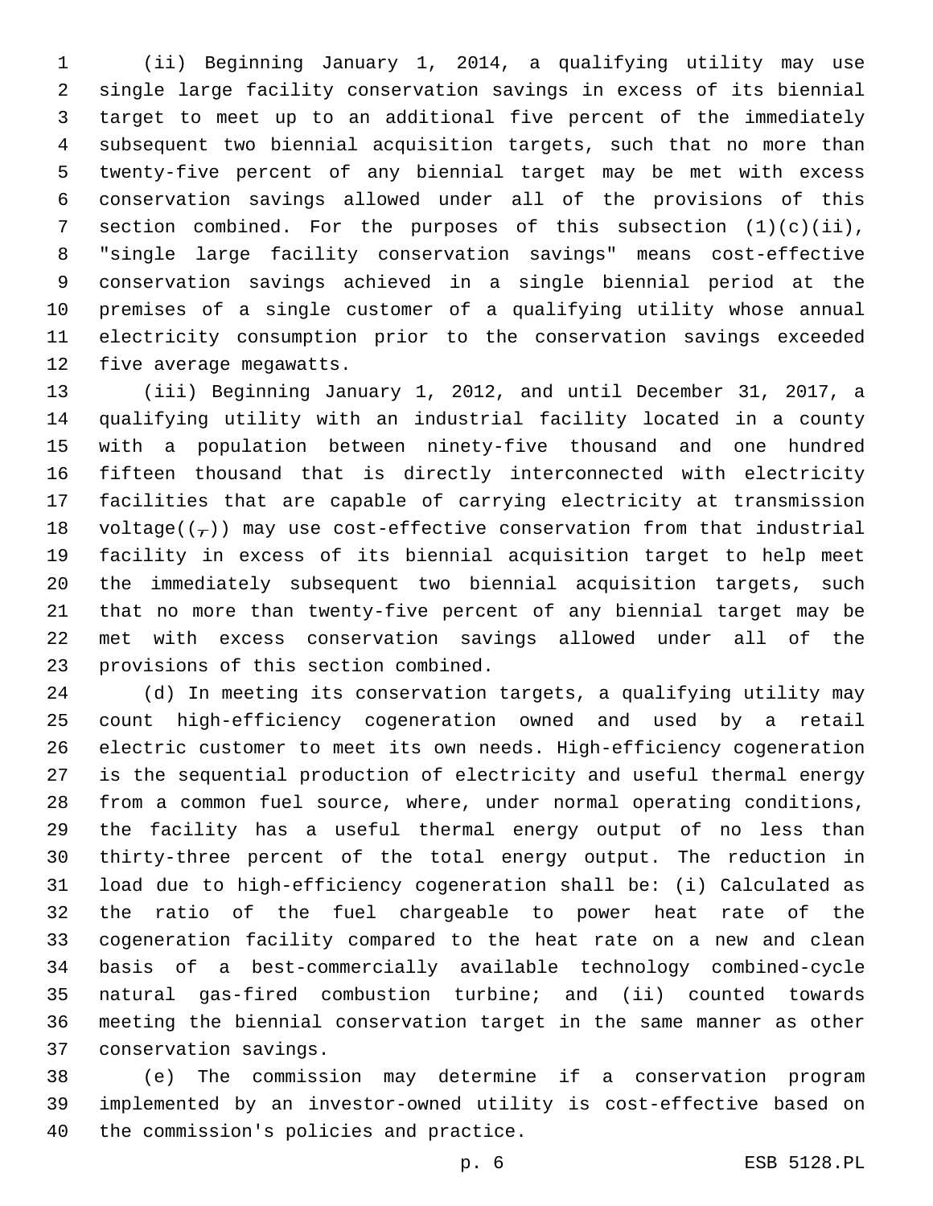(ii) Beginning January 1, 2014, a qualifying utility may use single large facility conservation savings in excess of its biennial target to meet up to an additional five percent of the immediately subsequent two biennial acquisition targets, such that no more than twenty-five percent of any biennial target may be met with excess conservation savings allowed under all of the provisions of this section combined. For the purposes of this subsection (1)(c)(ii), "single large facility conservation savings" means cost-effective conservation savings achieved in a single biennial period at the premises of a single customer of a qualifying utility whose annual electricity consumption prior to the conservation savings exceeded five average megawatts.

(iii) Beginning January 1, 2012, and until December 31, 2017, a qualifying utility with an industrial facility located in a county with a population between ninety-five thousand and one hundred fifteen thousand that is directly interconnected with electricity facilities that are capable of carrying electricity at transmission voltage((,)) may use cost-effective conservation from that industrial facility in excess of its biennial acquisition target to help meet the immediately subsequent two biennial acquisition targets, such that no more than twenty-five percent of any biennial target may be met with excess conservation savings allowed under all of the provisions of this section combined.

(d) In meeting its conservation targets, a qualifying utility may count high-efficiency cogeneration owned and used by a retail electric customer to meet its own needs. High-efficiency cogeneration is the sequential production of electricity and useful thermal energy from a common fuel source, where, under normal operating conditions, the facility has a useful thermal energy output of no less than thirty-three percent of the total energy output. The reduction in load due to high-efficiency cogeneration shall be: (i) Calculated as the ratio of the fuel chargeable to power heat rate of the cogeneration facility compared to the heat rate on a new and clean basis of a best-commercially available technology combined-cycle natural gas-fired combustion turbine; and (ii) counted towards meeting the biennial conservation target in the same manner as other conservation savings.

(e) The commission may determine if a conservation program implemented by an investor-owned utility is cost-effective based on the commission's policies and practice.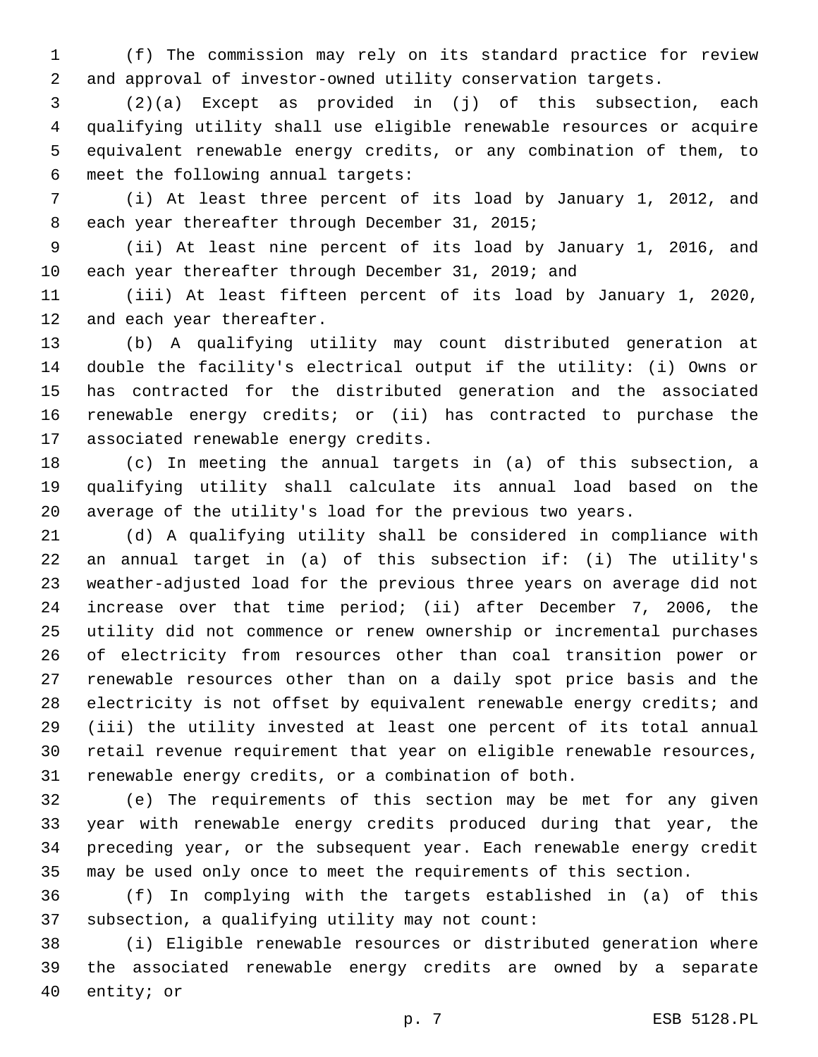(f) The commission may rely on its standard practice for review and approval of investor-owned utility conservation targets.

(2)(a) Except as provided in (j) of this subsection, each qualifying utility shall use eligible renewable resources or acquire equivalent renewable energy credits, or any combination of them, to meet the following annual targets:

(i) At least three percent of its load by January 1, 2012, and each year thereafter through December 31, 2015;

(ii) At least nine percent of its load by January 1, 2016, and each year thereafter through December 31, 2019; and

(iii) At least fifteen percent of its load by January 1, 2020, and each year thereafter.

(b) A qualifying utility may count distributed generation at double the facility's electrical output if the utility: (i) Owns or has contracted for the distributed generation and the associated renewable energy credits; or (ii) has contracted to purchase the associated renewable energy credits.

(c) In meeting the annual targets in (a) of this subsection, a qualifying utility shall calculate its annual load based on the average of the utility's load for the previous two years.

(d) A qualifying utility shall be considered in compliance with an annual target in (a) of this subsection if: (i) The utility's weather-adjusted load for the previous three years on average did not increase over that time period; (ii) after December 7, 2006, the utility did not commence or renew ownership or incremental purchases of electricity from resources other than coal transition power or renewable resources other than on a daily spot price basis and the electricity is not offset by equivalent renewable energy credits; and (iii) the utility invested at least one percent of its total annual retail revenue requirement that year on eligible renewable resources, renewable energy credits, or a combination of both.

(e) The requirements of this section may be met for any given year with renewable energy credits produced during that year, the preceding year, or the subsequent year. Each renewable energy credit may be used only once to meet the requirements of this section.

(f) In complying with the targets established in (a) of this subsection, a qualifying utility may not count:

(i) Eligible renewable resources or distributed generation where the associated renewable energy credits are owned by a separate entity; or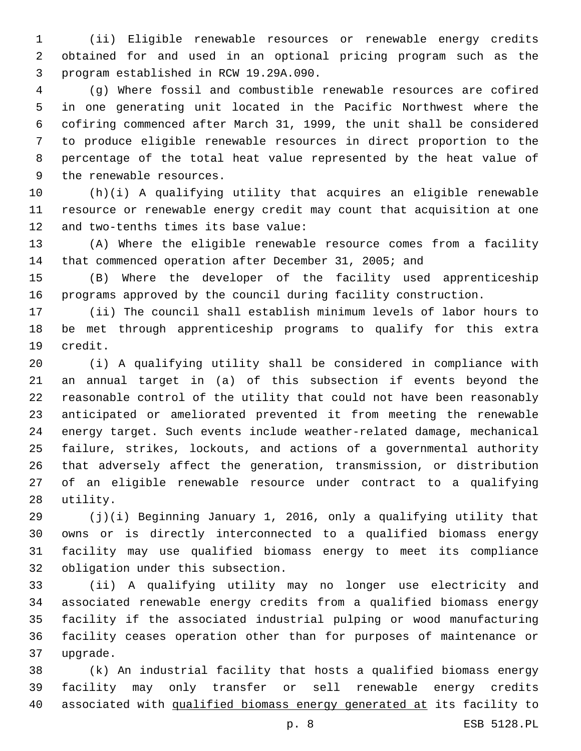(ii) Eligible renewable resources or renewable energy credits obtained for and used in an optional pricing program such as the program established in RCW 19.29A.090.

(g) Where fossil and combustible renewable resources are cofired in one generating unit located in the Pacific Northwest where the cofiring commenced after March 31, 1999, the unit shall be considered to produce eligible renewable resources in direct proportion to the percentage of the total heat value represented by the heat value of the renewable resources.

(h)(i) A qualifying utility that acquires an eligible renewable resource or renewable energy credit may count that acquisition at one and two-tenths times its base value:

(A) Where the eligible renewable resource comes from a facility that commenced operation after December 31, 2005; and

(B) Where the developer of the facility used apprenticeship programs approved by the council during facility construction.

(ii) The council shall establish minimum levels of labor hours to be met through apprenticeship programs to qualify for this extra credit.

(i) A qualifying utility shall be considered in compliance with an annual target in (a) of this subsection if events beyond the reasonable control of the utility that could not have been reasonably anticipated or ameliorated prevented it from meeting the renewable energy target. Such events include weather-related damage, mechanical failure, strikes, lockouts, and actions of a governmental authority that adversely affect the generation, transmission, or distribution of an eligible renewable resource under contract to a qualifying utility.

(j)(i) Beginning January 1, 2016, only a qualifying utility that owns or is directly interconnected to a qualified biomass energy facility may use qualified biomass energy to meet its compliance obligation under this subsection.

(ii) A qualifying utility may no longer use electricity and associated renewable energy credits from a qualified biomass energy facility if the associated industrial pulping or wood manufacturing facility ceases operation other than for purposes of maintenance or upgrade.

(k) An industrial facility that hosts a qualified biomass energy facility may only transfer or sell renewable energy credits associated with <u>qualified biomass energy generated at</u> its facility to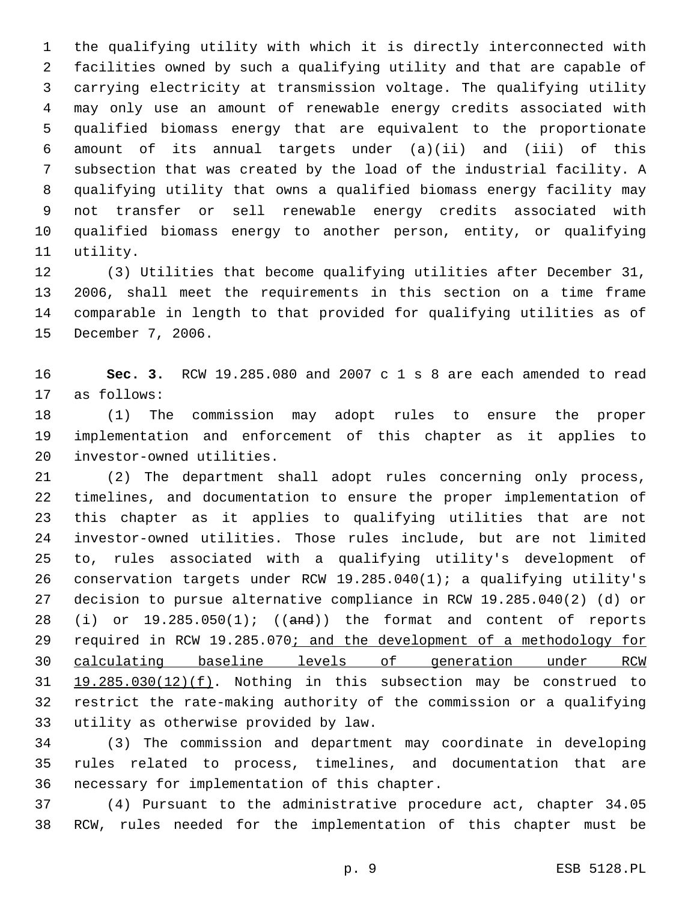the qualifying utility with which it is directly interconnected with facilities owned by such a qualifying utility and that are capable of carrying electricity at transmission voltage. The qualifying utility may only use an amount of renewable energy credits associated with qualified biomass energy that are equivalent to the proportionate amount of its annual targets under (a)(ii) and (iii) of this subsection that was created by the load of the industrial facility. A qualifying utility that owns a qualified biomass energy facility may not transfer or sell renewable energy credits associated with qualified biomass energy to another person, entity, or qualifying utility.

(3) Utilities that become qualifying utilities after December 31, 2006, shall meet the requirements in this section on a time frame comparable in length to that provided for qualifying utilities as of December 7, 2006.

**Sec. 3.** RCW 19.285.080 and 2007 c 1 s 8 are each amended to read as follows:

(1) The commission may adopt rules to ensure the proper implementation and enforcement of this chapter as it applies to investor-owned utilities.

(2) The department shall adopt rules concerning only process, timelines, and documentation to ensure the proper implementation of this chapter as it applies to qualifying utilities that are not investor-owned utilities. Those rules include, but are not limited to, rules associated with a qualifying utility's development of conservation targets under RCW 19.285.040(1); a qualifying utility's decision to pursue alternative compliance in RCW 19.285.040(2) (d) or (i) or 19.285.050(1); ((~~and~~)) the format and content of reports required in RCW 19.285.070<u>; and the development of a methodology for calculating baseline levels of generation under RCW 19.285.030(12)(f)</u>. Nothing in this subsection may be construed to restrict the rate-making authority of the commission or a qualifying utility as otherwise provided by law.

(3) The commission and department may coordinate in developing rules related to process, timelines, and documentation that are necessary for implementation of this chapter.

(4) Pursuant to the administrative procedure act, chapter 34.05 RCW, rules needed for the implementation of this chapter must be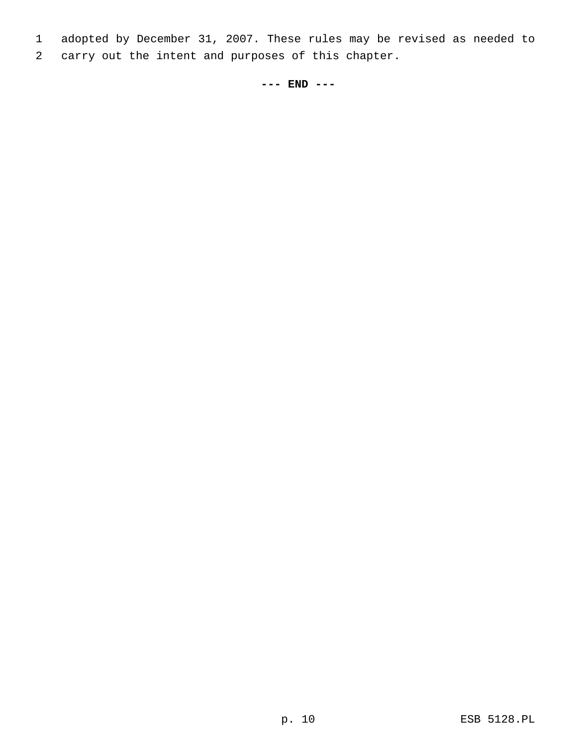adopted by December 31, 2007. These rules may be revised as needed to carry out the intent and purposes of this chapter.

**--- END ---**